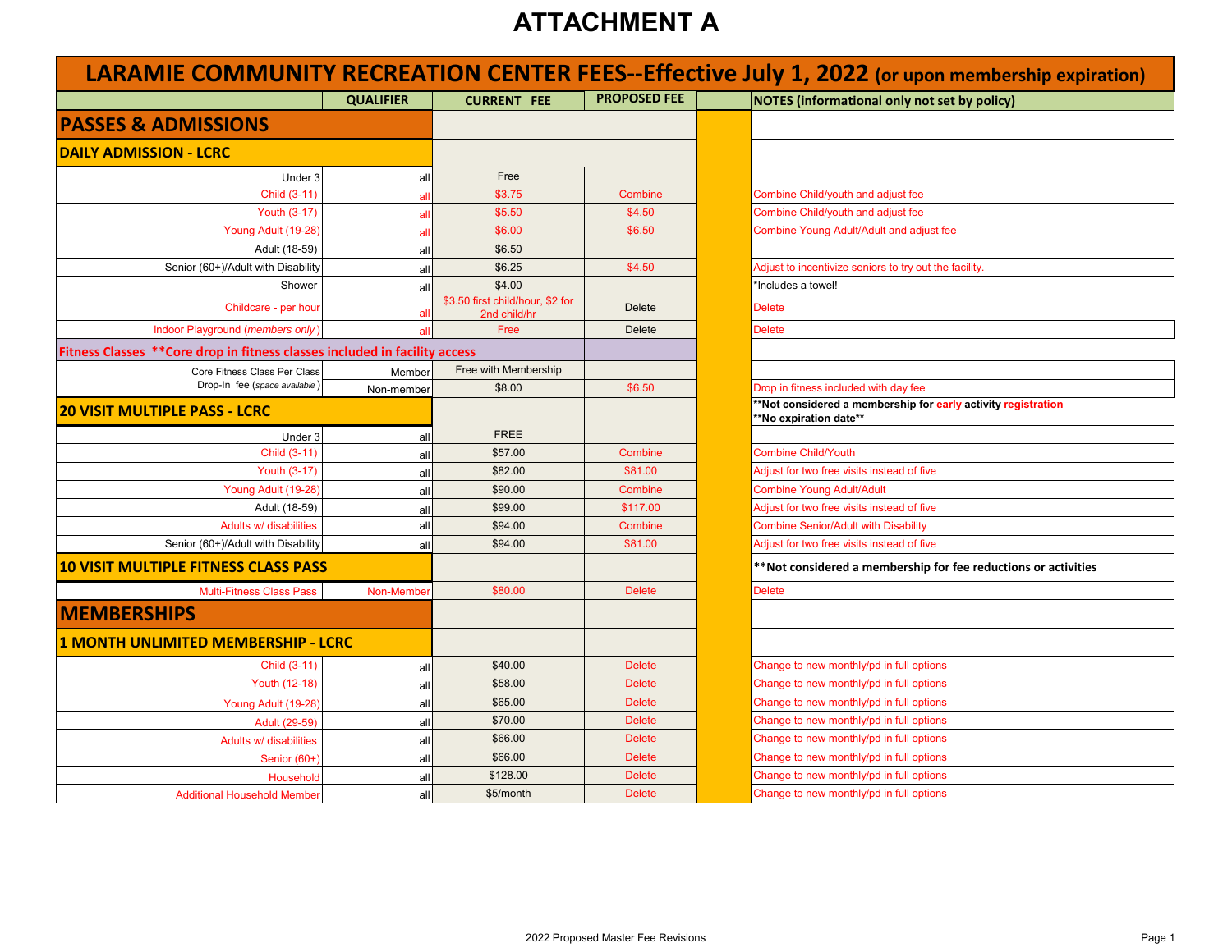# ATTACHMENT A

## LARAMIE COMMUNITY RECREATION CENTER FEES--Effective July 1, 2022 (or upon membership expiration)

| | QUALIFIER | CURRENT FEE | PROPOSED FEE | | NOTES (informational only not set by policy) |
|---|---|---|---|---|---|
| **PASSES & ADMISSIONS** | | | | | |
| **DAILY ADMISSION - LCRC** | | | | | |
| Under 3 | all | Free | | | |
| Child (3-11) | all | $3.75 | Combine | | Combine Child/youth and adjust fee |
| Youth (3-17) | all | $5.50 | $4.50 | | Combine Child/youth and adjust fee |
| Young Adult (19-28) | all | $6.00 | $6.50 | | Combine Young Adult/Adult and adjust fee |
| Adult (18-59) | all | $6.50 | | | |
| Senior (60+)/Adult with Disability | all | $6.25 | $4.50 | | Adjust to incentivize seniors to try out the facility. |
| Shower | all | $4.00 | | | *Includes a towel! |
| Childcare - per hour | all | $3.50 first child/hour, $2 for 2nd child/hr | Delete | | Delete |
| Indoor Playground (*members only*) | all | Free | Delete | | Delete |
| **Fitness Classes \*\*Core drop in fitness classes included in facility access** | | | | | |
| Core Fitness Class Per Class | Member | Free with Membership | | | |
| Drop-In fee (*space available*) | Non-member | $8.00 | $6.50 | | Drop in fitness included with day fee |
| **20 VISIT MULTIPLE PASS - LCRC** | | | | | **\*\*Not considered a membership for early activity registration<br>\*\*No expiration date\*\*** |
| Under 3 | all | FREE | | | |
| Child (3-11) | all | $57.00 | Combine | | Combine Child/Youth |
| Youth (3-17) | all | $82.00 | $81.00 | | Adjust for two free visits instead of five |
| Young Adult (19-28) | all | $90.00 | Combine | | Combine Young Adult/Adult |
| Adult (18-59) | all | $99.00 | $117.00 | | Adjust for two free visits instead of five |
| Adults w/ disabilities | all | $94.00 | Combine | | Combine Senior/Adult with Disability |
| Senior (60+)/Adult with Disability | all | $94.00 | $81.00 | | Adjust for two free visits instead of five |
| **10 VISIT MULTIPLE FITNESS CLASS PASS** | | | | | **\*\*Not considered a membership for fee reductions or activities** |
| Multi-Fitness Class Pass | Non-Member | $80.00 | Delete | | Delete |
| **MEMBERSHIPS** | | | | | |
| **1 MONTH UNLIMITED MEMBERSHIP - LCRC** | | | | | |
| Child (3-11) | all | $40.00 | Delete | | Change to new monthly/pd in full options |
| Youth (12-18) | all | $58.00 | Delete | | Change to new monthly/pd in full options |
| Young Adult (19-28) | all | $65.00 | Delete | | Change to new monthly/pd in full options |
| Adult (29-59) | all | $70.00 | Delete | | Change to new monthly/pd in full options |
| Adults w/ disabilities | all | $66.00 | Delete | | Change to new monthly/pd in full options |
| Senior (60+) | all | $66.00 | Delete | | Change to new monthly/pd in full options |
| Household | all | $128.00 | Delete | | Change to new monthly/pd in full options |
| Additional Household Member | all | $5/month | Delete | | Change to new monthly/pd in full options |

2022 Proposed Master Fee Revisions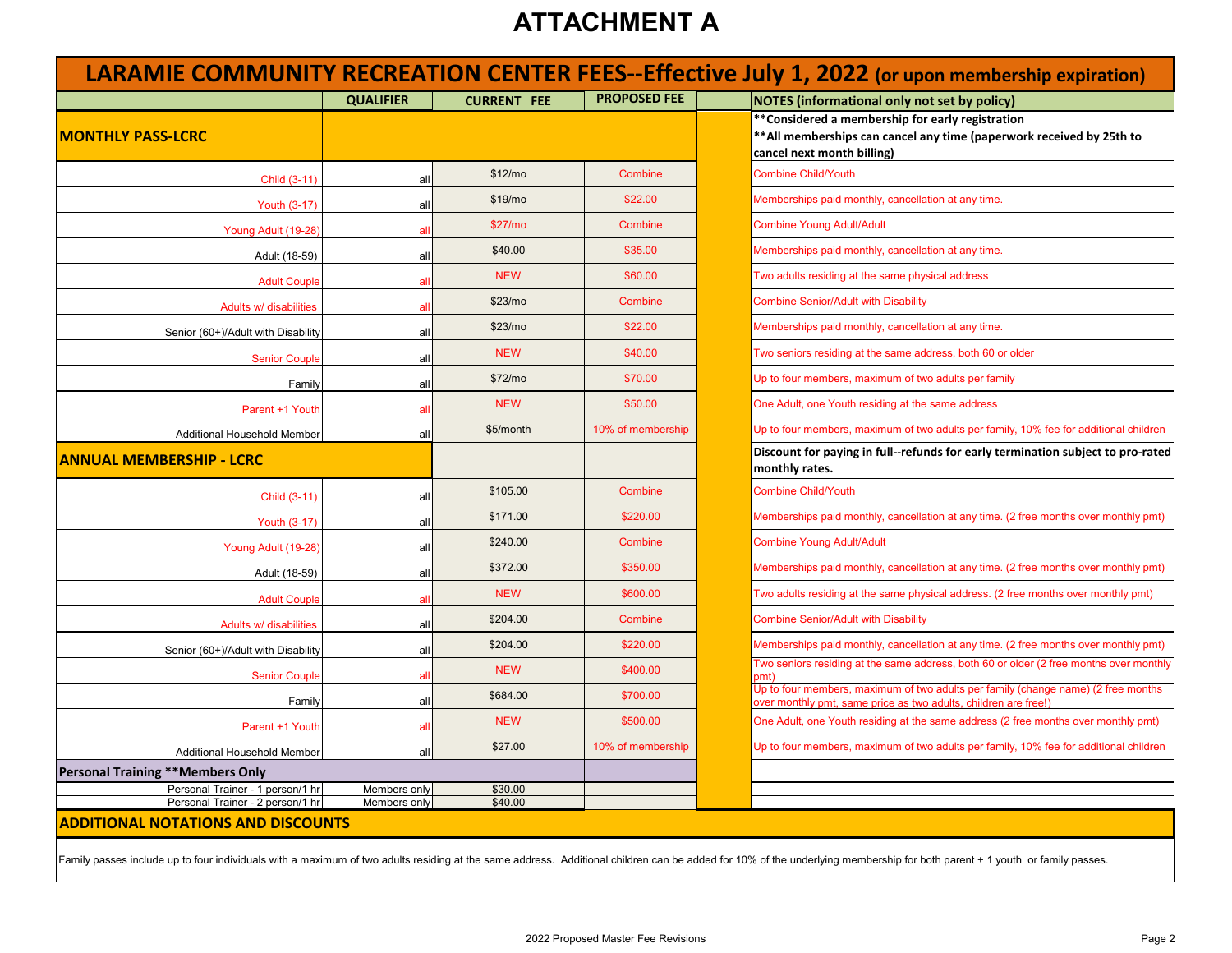# ATTACHMENT A

## LARAMIE COMMUNITY RECREATION CENTER FEES--Effective July 1, 2022 (or upon membership expiration)

| | QUALIFIER | CURRENT FEE | PROPOSED FEE | | NOTES (informational only not set by policy) |
|---|---|---|---|---|---|
| **MONTHLY PASS-LCRC** | | | | | **\*\*Considered a membership for early registration** **\*\*All memberships can cancel any time (paperwork received by 25th to cancel next month billing)** |
| Child (3-11) | all | $12/mo | Combine | | Combine Child/Youth |
| Youth (3-17) | all | $19/mo | $22.00 | | Memberships paid monthly, cancellation at any time. |
| Young Adult (19-28) | all | $27/mo | Combine | | Combine Young Adult/Adult |
| Adult (18-59) | all | $40.00 | $35.00 | | Memberships paid monthly, cancellation at any time. |
| Adult Couple | all | NEW | $60.00 | | Two adults residing at the same physical address |
| Adults w/ disabilities | all | $23/mo | Combine | | Combine Senior/Adult with Disability |
| Senior (60+)/Adult with Disability | all | $23/mo | $22.00 | | Memberships paid monthly, cancellation at any time. |
| Senior Couple | all | NEW | $40.00 | | Two seniors residing at the same address, both 60 or older |
| Family | all | $72/mo | $70.00 | | Up to four members, maximum of two adults per family |
| Parent +1 Youth | all | NEW | $50.00 | | One Adult, one Youth residing at the same address |
| Additional Household Member | all | $5/month | 10% of membership | | Up to four members, maximum of two adults per family, 10% fee for additional children |
| **ANNUAL MEMBERSHIP - LCRC** | | | | | **Discount for paying in full--refunds for early termination subject to pro-rated monthly rates.** |
| Child (3-11) | all | $105.00 | Combine | | Combine Child/Youth |
| Youth (3-17) | all | $171.00 | $220.00 | | Memberships paid monthly, cancellation at any time. (2 free months over monthly pmt) |
| Young Adult (19-28) | all | $240.00 | Combine | | Combine Young Adult/Adult |
| Adult (18-59) | all | $372.00 | $350.00 | | Memberships paid monthly, cancellation at any time. (2 free months over monthly pmt) |
| Adult Couple | all | NEW | $600.00 | | Two adults residing at the same physical address. (2 free months over monthly pmt) |
| Adults w/ disabilities | all | $204.00 | Combine | | Combine Senior/Adult with Disability |
| Senior (60+)/Adult with Disability | all | $204.00 | $220.00 | | Memberships paid monthly, cancellation at any time. (2 free months over monthly pmt) |
| Senior Couple | all | NEW | $400.00 | | Two seniors residing at the same address, both 60 or older (2 free months over monthly pmt) |
| Family | all | $684.00 | $700.00 | | Up to four members, maximum of two adults per family (change name) (2 free months over monthly pmt, same price as two adults, children are free!) |
| Parent +1 Youth | all | NEW | $500.00 | | One Adult, one Youth residing at the same address (2 free months over monthly pmt) |
| Additional Household Member | all | $27.00 | 10% of membership | | Up to four members, maximum of two adults per family, 10% fee for additional children |
| **Personal Training \*\*Members Only** | | | | | |
| Personal Trainer - 1 person/1 hr | Members only | $30.00 | | | |
| Personal Trainer - 2 person/1 hr | Members only | $40.00 | | | |

## ADDITIONAL NOTATIONS AND DISCOUNTS

Family passes include up to four individuals with a maximum of two adults residing at the same address. Additional children can be added for 10% of the underlying membership for both parent + 1 youth or family passes.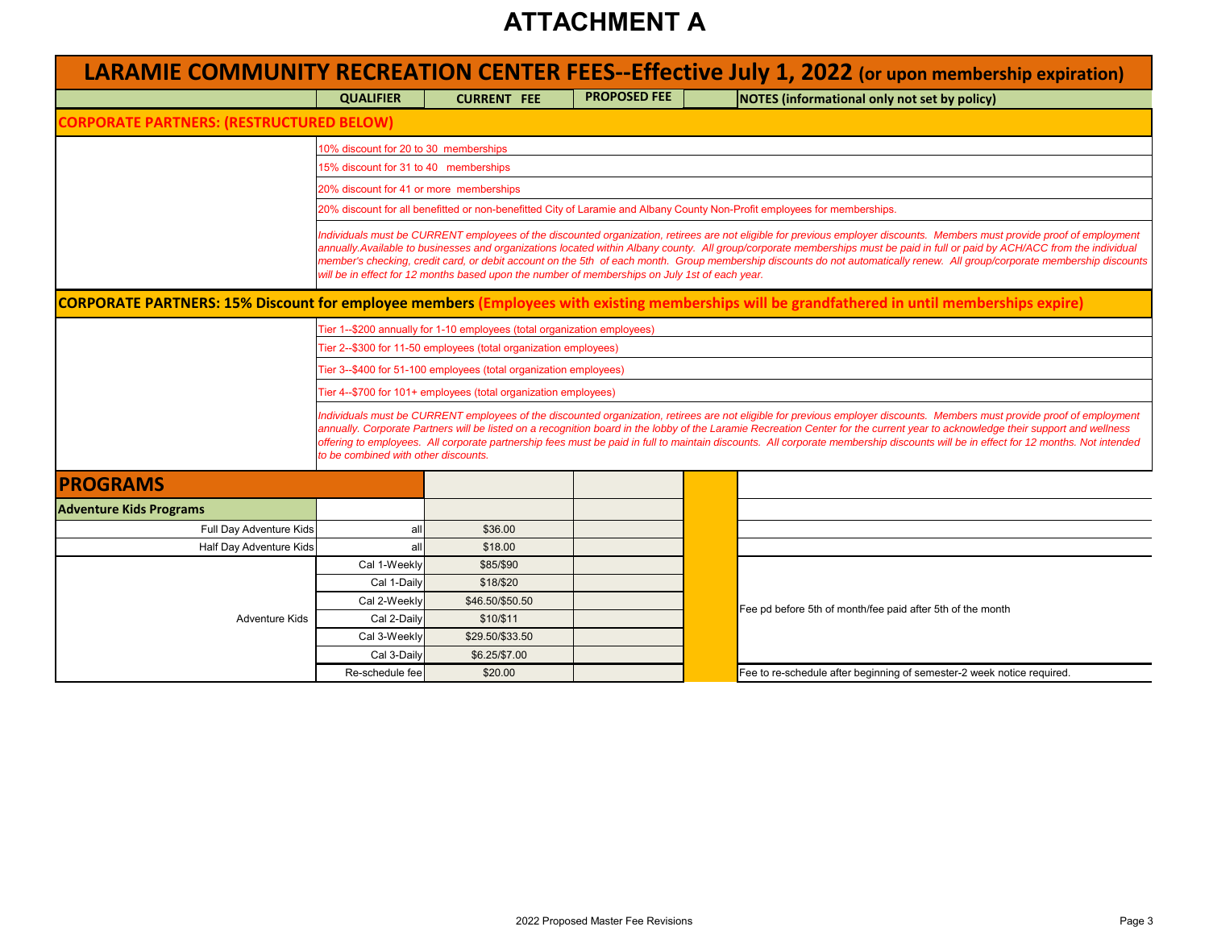# ATTACHMENT A

## LARAMIE COMMUNITY RECREATION CENTER FEES--Effective July 1, 2022 (or upon membership expiration)

| | QUALIFIER | CURRENT FEE | PROPOSED FEE | | NOTES (informational only not set by policy) |
|---|---|---|---|---|---|
| **CORPORATE PARTNERS: (RESTRUCTURED BELOW)** | | | | | |
| | 10% discount for 20 to 30 memberships | | | | |
| | 15% discount for 31 to 40 memberships | | | | |
| | 20% discount for 41 or more memberships | | | | |
| | 20% discount for all benefitted or non-benefitted City of Laramie and Albany County Non-Profit employees for memberships. | | | | |
| | *Individuals must be CURRENT employees of the discounted organization, retirees are not eligible for previous employer discounts. Members must provide proof of employment annually.Available to businesses and organizations located within Albany county. All group/corporate memberships must be paid in full or paid by ACH/ACC from the individual member's checking, credit card, or debit account on the 5th of each month. Group membership discounts do not automatically renew. All group/corporate membership discounts will be in effect for 12 months based upon the number of memberships on July 1st of each year.* | | | | |
| **CORPORATE PARTNERS: 15% Discount for employee members (Employees with existing memberships will be grandfathered in until memberships expire)** | | | | | |
| | Tier 1--$200 annually for 1-10 employees (total organization employees) | | | | |
| | Tier 2--$300 for 11-50 employees (total organization employees) | | | | |
| | Tier 3--$400 for 51-100 employees (total organization employees) | | | | |
| | Tier 4--$700 for 101+ employees (total organization employees) | | | | |
| | *Individuals must be CURRENT employees of the discounted organization, retirees are not eligible for previous employer discounts. Members must provide proof of employment annually. Corporate Partners will be listed on a recognition board in the lobby of the Laramie Recreation Center for the current year to acknowledge their support and wellness offering to employees. All corporate partnership fees must be paid in full to maintain discounts. All corporate membership discounts will be in effect for 12 months. Not intended to be combined with other discounts.* | | | | |
| **PROGRAMS** | | | | | |
| **Adventure Kids Programs** | | | | | |
| Full Day Adventure Kids | all | $36.00 | | | |
| Half Day Adventure Kids | all | $18.00 | | | |
| Adventure Kids | Cal 1-Weekly | $85/$90 | | | Fee pd before 5th of month/fee paid after 5th of the month |
| | Cal 1-Daily | $18/$20 | | | |
| | Cal 2-Weekly | $46.50/$50.50 | | | |
| | Cal 2-Daily | $10/$11 | | | |
| | Cal 3-Weekly | $29.50/$33.50 | | | |
| | Cal 3-Daily | $6.25/$7.00 | | | |
| | Re-schedule fee | $20.00 | | | Fee to re-schedule after beginning of semester-2 week notice required. |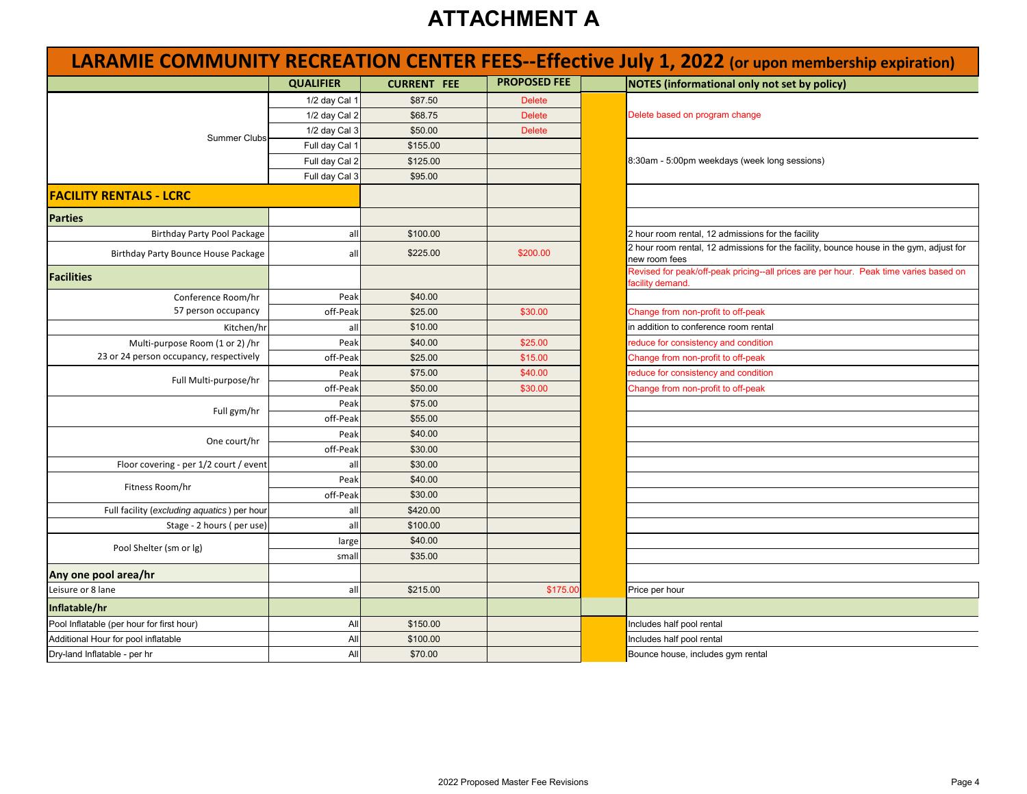# ATTACHMENT A

## LARAMIE COMMUNITY RECREATION CENTER FEES--Effective July 1, 2022 (or upon membership expiration)

| | QUALIFIER | CURRENT FEE | PROPOSED FEE | | NOTES (informational only not set by policy) |
|---|---|---|---|---|---|
| Summer Clubs | 1/2 day Cal 1 | $87.50 | Delete | | Delete based on program change |
| | 1/2 day Cal 2 | $68.75 | Delete | | |
| | 1/2 day Cal 3 | $50.00 | Delete | | |
| | Full day Cal 1 | $155.00 | | | 8:30am - 5:00pm weekdays (week long sessions) |
| | Full day Cal 2 | $125.00 | | | |
| | Full day Cal 3 | $95.00 | | | |
| **FACILITY RENTALS - LCRC** | | | | | |
| **Parties** | | | | | |
| Birthday Party Pool Package | all | $100.00 | | | 2 hour room rental, 12 admissions for the facility |
| Birthday Party Bounce House Package | all | $225.00 | $200.00 | | 2 hour room rental, 12 admissions for the facility, bounce house in the gym, adjust for new room fees |
| **Facilities** | | | | | Revised for peak/off-peak pricing--all prices are per hour. Peak time varies based on facility demand. |
| Conference Room/hr | Peak | $40.00 | | | |
| 57 person occupancy | off-Peak | $25.00 | $30.00 | | Change from non-profit to off-peak |
| Kitchen/hr | all | $10.00 | | | in addition to conference room rental |
| Multi-purpose Room (1 or 2) /hr | Peak | $40.00 | $25.00 | | reduce for consistency and condition |
| 23 or 24 person occupancy, respectively | off-Peak | $25.00 | $15.00 | | Change from non-profit to off-peak |
| Full Multi-purpose/hr | Peak | $75.00 | $40.00 | | reduce for consistency and condition |
| | off-Peak | $50.00 | $30.00 | | Change from non-profit to off-peak |
| Full gym/hr | Peak | $75.00 | | | |
| | off-Peak | $55.00 | | | |
| One court/hr | Peak | $40.00 | | | |
| | off-Peak | $30.00 | | | |
| Floor covering - per 1/2 court / event | all | $30.00 | | | |
| Fitness Room/hr | Peak | $40.00 | | | |
| | off-Peak | $30.00 | | | |
| Full facility (*excluding aquatics*) per hour | all | $420.00 | | | |
| Stage - 2 hours ( per use) | all | $100.00 | | | |
| Pool Shelter (sm or lg) | large | $40.00 | | | |
| | small | $35.00 | | | |
| **Any one pool area/hr** | | | | | |
| Leisure or 8 lane | all | $215.00 | $175.00 | | Price per hour |
| **Inflatable/hr** | | | | | |
| Pool Inflatable (per hour for first hour) | All | $150.00 | | | Includes half pool rental |
| Additional Hour for pool inflatable | All | $100.00 | | | Includes half pool rental |
| Dry-land Inflatable - per hr | All | $70.00 | | | Bounce house, includes gym rental |

2022 Proposed Master Fee Revisions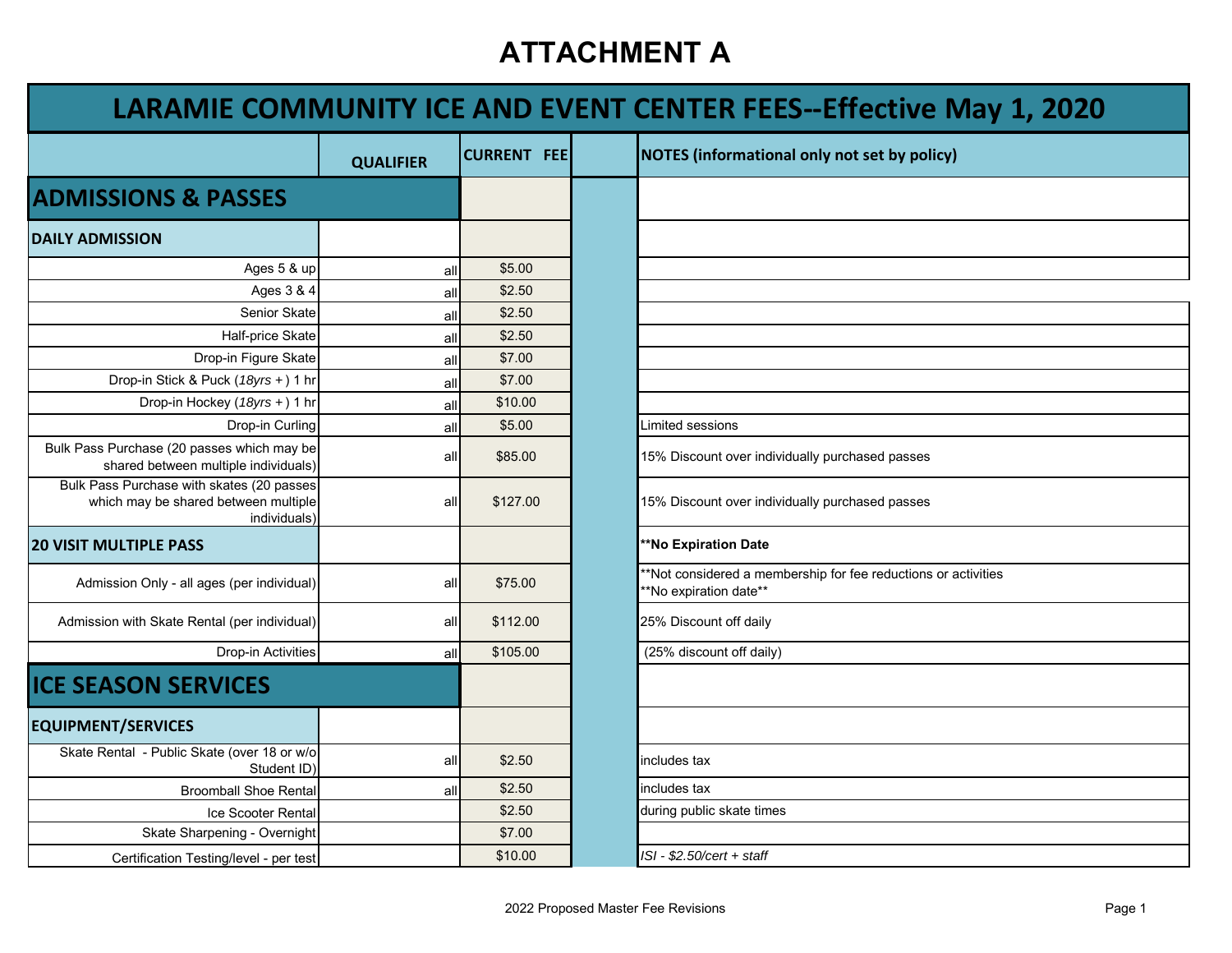# ATTACHMENT A

## LARAMIE COMMUNITY ICE AND EVENT CENTER FEES--Effective May 1, 2020

| | QUALIFIER | CURRENT FEE | | NOTES (informational only not set by policy) |
|---|---|---|---|---|
| **ADMISSIONS & PASSES** | | | | |
| **DAILY ADMISSION** | | | | |
| Ages 5 & up | all | $5.00 | | |
| Ages 3 & 4 | all | $2.50 | | |
| Senior Skate | all | $2.50 | | |
| Half-price Skate | all | $2.50 | | |
| Drop-in Figure Skate | all | $7.00 | | |
| Drop-in Stick & Puck (*18yrs +*) 1 hr | all | $7.00 | | |
| Drop-in Hockey (*18yrs +*) 1 hr | all | $10.00 | | |
| Drop-in Curling | all | $5.00 | | Limited sessions |
| Bulk Pass Purchase (20 passes which may be shared between multiple individuals) | all | $85.00 | | 15% Discount over individually purchased passes |
| Bulk Pass Purchase with skates (20 passes which may be shared between multiple individuals) | all | $127.00 | | 15% Discount over individually purchased passes |
| **20 VISIT MULTIPLE PASS** | | | | **\*\*No Expiration Date** |
| Admission Only - all ages (per individual) | all | $75.00 | | \*\*Not considered a membership for fee reductions or activities \*\*No expiration date\*\* |
| Admission with Skate Rental (per individual) | all | $112.00 | | 25% Discount off daily |
| Drop-in Activities | all | $105.00 | | (25% discount off daily) |
| **ICE SEASON SERVICES** | | | | |
| **EQUIPMENT/SERVICES** | | | | |
| Skate Rental - Public Skate (over 18 or w/o Student ID) | all | $2.50 | | includes tax |
| Broomball Shoe Rental | all | $2.50 | | includes tax |
| Ice Scooter Rental | | $2.50 | | during public skate times |
| Skate Sharpening - Overnight | | $7.00 | | |
| Certification Testing/level - per test | | $10.00 | | *ISI - $2.50/cert + staff* |

2022 Proposed Master Fee Revisions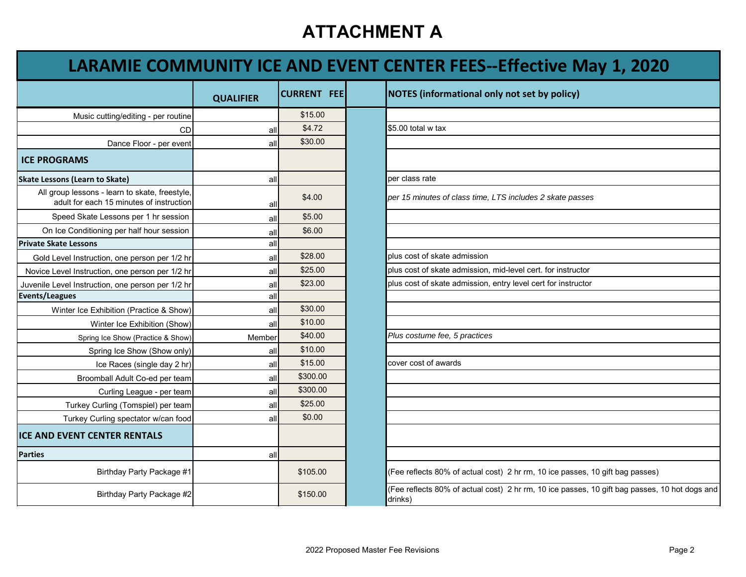# ATTACHMENT A

## LARAMIE COMMUNITY ICE AND EVENT CENTER FEES--Effective May 1, 2020

| | QUALIFIER | CURRENT FEE | | NOTES (informational only not set by policy) |
|---|---|---|---|---|
| Music cutting/editing - per routine | | $15.00 | | |
| CD | all | $4.72 | | $5.00 total w tax |
| Dance Floor - per event | all | $30.00 | | |
| **ICE PROGRAMS** | | | | |
| **Skate Lessons (Learn to Skate)** | all | | | per class rate |
| All group lessons - learn to skate, freestyle, adult for each 15 minutes of instruction | all | $4.00 | | *per 15 minutes of class time, LTS includes 2 skate passes* |
| Speed Skate Lessons per 1 hr session | all | $5.00 | | |
| On Ice Conditioning per half hour session | all | $6.00 | | |
| **Private Skate Lessons** | all | | | |
| Gold Level Instruction, one person per 1/2 hr | all | $28.00 | | plus cost of skate admission |
| Novice Level Instruction, one person per 1/2 hr | all | $25.00 | | plus cost of skate admission, mid-level cert. for instructor |
| Juvenile Level Instruction, one person per 1/2 hr | all | $23.00 | | plus cost of skate admission, entry level cert for instructor |
| **Events/Leagues** | all | | | |
| Winter Ice Exhibition (Practice & Show) | all | $30.00 | | |
| Winter Ice Exhibition (Show) | all | $10.00 | | |
| Spring Ice Show (Practice & Show) | Member | $40.00 | | *Plus costume fee, 5 practices* |
| Spring Ice Show (Show only) | all | $10.00 | | |
| Ice Races (single day 2 hr) | all | $15.00 | | cover cost of awards |
| Broomball Adult Co-ed per team | all | $300.00 | | |
| Curling League - per team | all | $300.00 | | |
| Turkey Curling (Tomspiel) per team | all | $25.00 | | |
| Turkey Curling spectator w/can food | all | $0.00 | | |
| **ICE AND EVENT CENTER RENTALS** | | | | |
| **Parties** | all | | | |
| Birthday Party Package #1 | | $105.00 | | (Fee reflects 80% of actual cost) 2 hr rm, 10 ice passes, 10 gift bag passes) |
| Birthday Party Package #2 | | $150.00 | | (Fee reflects 80% of actual cost) 2 hr rm, 10 ice passes, 10 gift bag passes, 10 hot dogs and drinks) |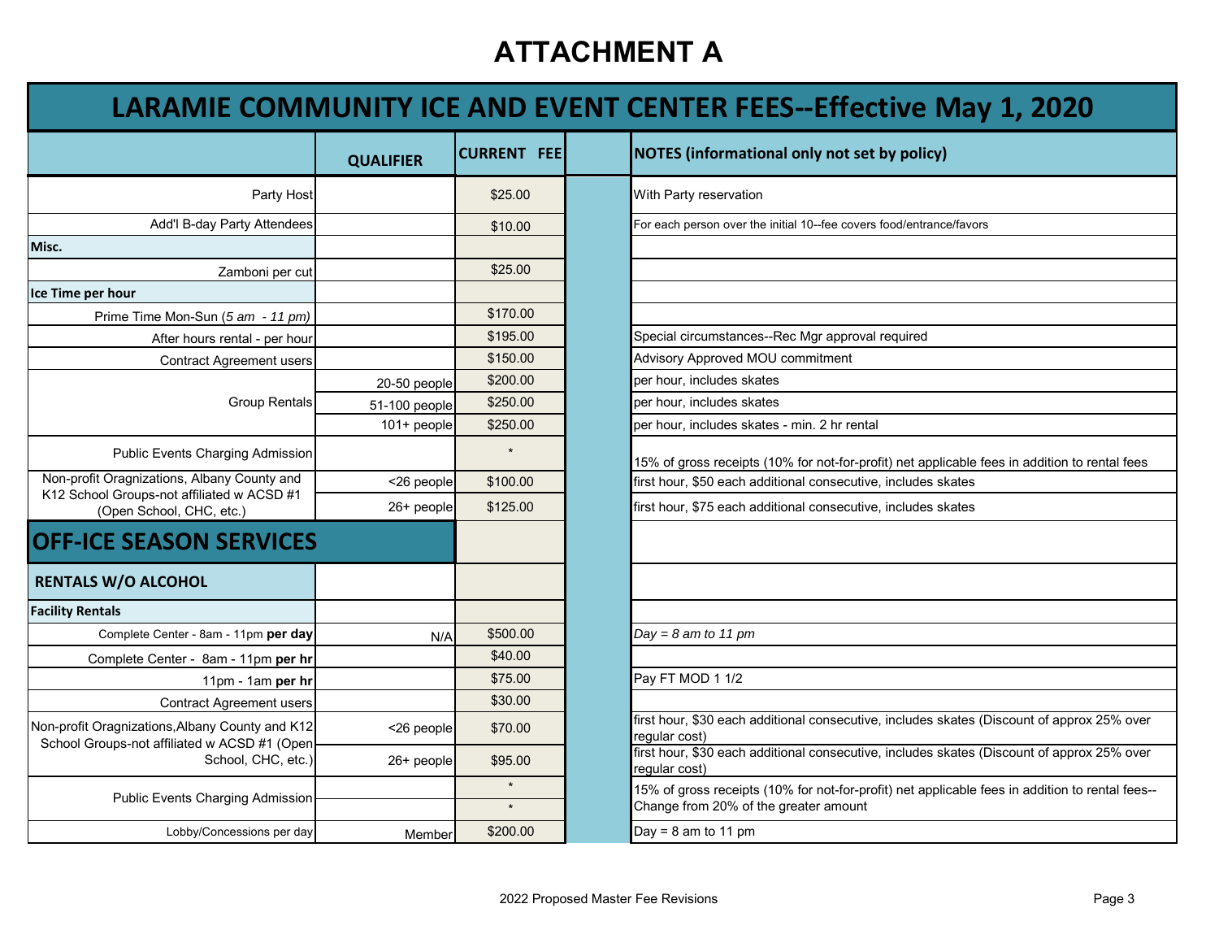# ATTACHMENT A

## LARAMIE COMMUNITY ICE AND EVENT CENTER FEES--Effective May 1, 2020

| | QUALIFIER | CURRENT FEE | | NOTES (informational only not set by policy) |
|---|---|---|---|---|
| Party Host | | $25.00 | | With Party reservation |
| Add'l B-day Party Attendees | | $10.00 | | For each person over the initial 10--fee covers food/entrance/favors |
| **Misc.** | | | | |
| Zamboni per cut | | $25.00 | | |
| **Ice Time per hour** | | | | |
| Prime Time Mon-Sun (*5 am - 11 pm*) | | $170.00 | | |
| After hours rental - per hour | | $195.00 | | Special circumstances--Rec Mgr approval required |
| Contract Agreement users | | $150.00 | | Advisory Approved MOU commitment |
| Group Rentals | 20-50 people | $200.00 | | per hour, includes skates |
| | 51-100 people | $250.00 | | per hour, includes skates |
| | 101+ people | $250.00 | | per hour, includes skates - min. 2 hr rental |
| Public Events Charging Admission | | * | | 15% of gross receipts (10% for not-for-profit) net applicable fees in addition to rental fees |
| Non-profit Oragnizations, Albany County and K12 School Groups-not affiliated w ACSD #1 (Open School, CHC, etc.) | <26 people | $100.00 | | first hour, $50 each additional consecutive, includes skates |
| | 26+ people | $125.00 | | first hour, $75 each additional consecutive, includes skates |
| **OFF-ICE SEASON SERVICES** | | | | |
| **RENTALS W/O ALCOHOL** | | | | |
| **Facility Rentals** | | | | |
| Complete Center - 8am - 11pm **per day** | N/A | $500.00 | | *Day = 8 am to 11 pm* |
| Complete Center - 8am - 11pm **per hr** | | $40.00 | | |
| 11pm - 1am **per hr** | | $75.00 | | Pay FT MOD 1 1/2 |
| Contract Agreement users | | $30.00 | | |
| Non-profit Oragnizations,Albany County and K12 School Groups-not affiliated w ACSD #1 (Open School, CHC, etc.) | <26 people | $70.00 | | first hour, $30 each additional consecutive, includes skates (Discount of approx 25% over regular cost) |
| | 26+ people | $95.00 | | first hour, $30 each additional consecutive, includes skates (Discount of approx 25% over regular cost) |
| Public Events Charging Admission | | * | | 15% of gross receipts (10% for not-for-profit) net applicable fees in addition to rental fees--Change from 20% of the greater amount |
| | | * | | |
| Lobby/Concessions per day | Member | $200.00 | | Day = 8 am to 11 pm |

2022 Proposed Master Fee Revisions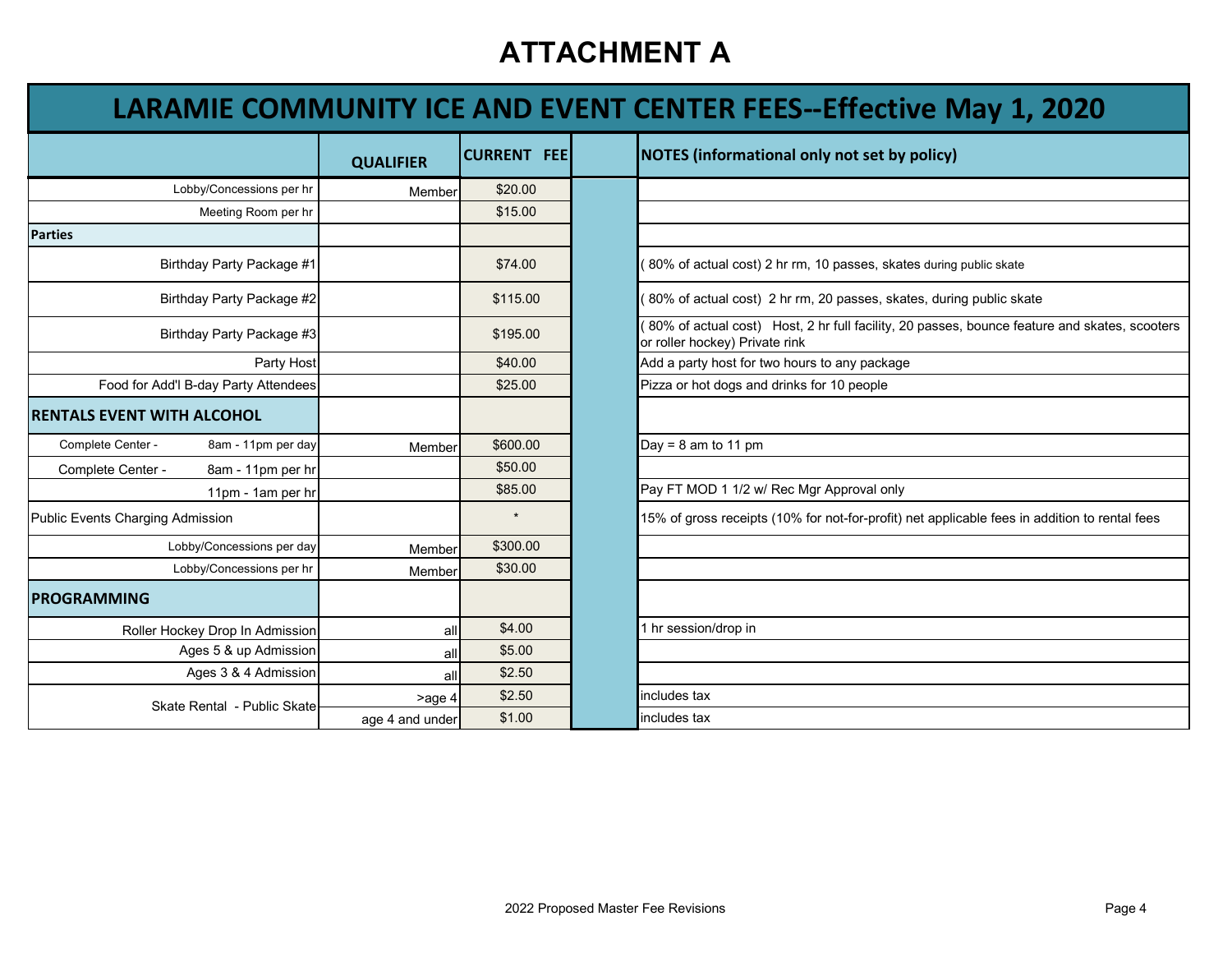# ATTACHMENT A

| LARAMIE COMMUNITY ICE AND EVENT CENTER FEES--Effective May 1, 2020 | | | | |
|---|---|---|---|---|
| | **QUALIFIER** | **CURRENT FEE** | | **NOTES (informational only not set by policy)** |
| Lobby/Concessions per hr | Member | $20.00 | | |
| Meeting Room per hr | | $15.00 | | |
| **Parties** | | | | |
| Birthday Party Package #1 | | $74.00 | | ( 80% of actual cost) 2 hr rm, 10 passes, skates during public skate |
| Birthday Party Package #2 | | $115.00 | | ( 80% of actual cost) 2 hr rm, 20 passes, skates, during public skate |
| Birthday Party Package #3 | | $195.00 | | ( 80% of actual cost) Host, 2 hr full facility, 20 passes, bounce feature and skates, scooters or roller hockey) Private rink |
| Party Host | | $40.00 | | Add a party host for two hours to any package |
| Food for Add'l B-day Party Attendees | | $25.00 | | Pizza or hot dogs and drinks for 10 people |
| **RENTALS EVENT WITH ALCOHOL** | | | | |
| Complete Center - 8am - 11pm per day | Member | $600.00 | | Day = 8 am to 11 pm |
| Complete Center - 8am - 11pm per hr | | $50.00 | | |
| 11pm - 1am per hr | | $85.00 | | Pay FT MOD 1 1/2 w/ Rec Mgr Approval only |
| Public Events Charging Admission | | * | | 15% of gross receipts (10% for not-for-profit) net applicable fees in addition to rental fees |
| Lobby/Concessions per day | Member | $300.00 | | |
| Lobby/Concessions per hr | Member | $30.00 | | |
| **PROGRAMMING** | | | | |
| Roller Hockey Drop In Admission | all | $4.00 | | 1 hr session/drop in |
| Ages 5 & up Admission | all | $5.00 | | |
| Ages 3 & 4 Admission | all | $2.50 | | |
| Skate Rental - Public Skate | >age 4 | $2.50 | | includes tax |
| | age 4 and under | $1.00 | | includes tax |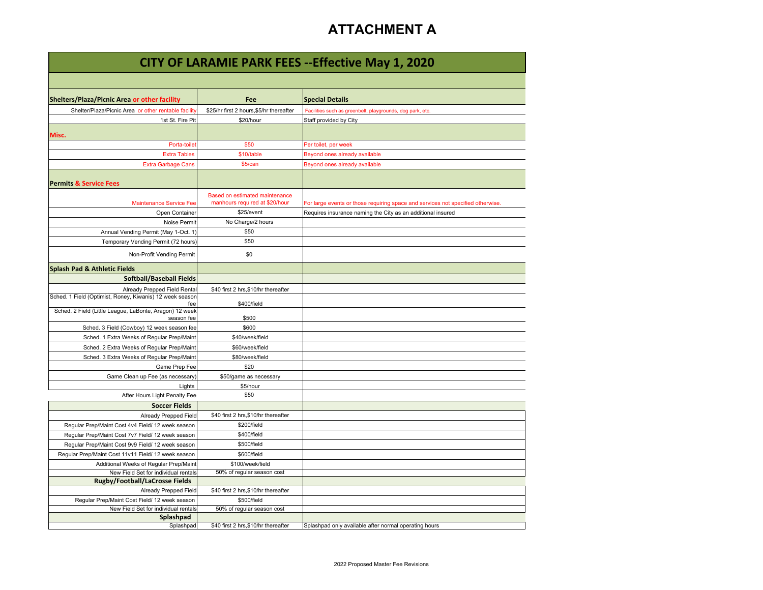# ATTACHMENT A

## CITY OF LARAMIE PARK FEES --Effective May 1, 2020

| Shelters/Plaza/Picnic Area or other facility | Fee | Special Details |
|---|---|---|
| Shelter/Plaza/Picnic Area or other rentable facility | $25/hr first 2 hours,$5/hr thereafter | Facilities such as greenbelt, playgrounds, dog park, etc. |
| 1st St. Fire Pit | $20/hour | Staff provided by City |
| **Misc.** | | |
| Porta-toilet | $50 | Per toilet, per week |
| Extra Tables | $10/table | Beyond ones already available |
| Extra Garbage Cans | $5/can | Beyond ones already available |
| **Permits & Service Fees** | | |
| Maintenance Service Fee | Based on estimated maintenance manhours required at $20/hour | For large events or those requiring space and services not specified otherwise. |
| Open Container | $25/event | Requires insurance naming the City as an additional insured |
| Noise Permit | No Charge/2 hours | |
| Annual Vending Permit (May 1-Oct. 1) | $50 | |
| Temporary Vending Permit (72 hours) | $50 | |
| Non-Profit Vending Permit | $0 | |
| **Splash Pad & Athletic Fields** | | |
| **Softball/Baseball Fields** | | |
| Already Prepped Field Rental | $40 first 2 hrs,$10/hr thereafter | |
| Sched. 1 Field (Optimist, Roney, Kiwanis) 12 week season fee | $400/field | |
| Sched. 2 Field (Little League, LaBonte, Aragon) 12 week season fee | $500 | |
| Sched. 3 Field (Cowboy) 12 week season fee | $600 | |
| Sched. 1 Extra Weeks of Regular Prep/Maint | $40/week/field | |
| Sched. 2 Extra Weeks of Regular Prep/Maint | $60/week/field | |
| Sched. 3 Extra Weeks of Regular Prep/Maint | $80/week/field | |
| Game Prep Fee | $20 | |
| Game Clean up Fee (as necessary) | $50/game as necessary | |
| Lights | $5/hour | |
| After Hours Light Penalty Fee | $50 | |
| **Soccer Fields** | | |
| Already Prepped Field | $40 first 2 hrs,$10/hr thereafter | |
| Regular Prep/Maint Cost 4v4 Field/ 12 week season | $200/field | |
| Regular Prep/Maint Cost 7v7 Field/ 12 week season | $400/field | |
| Regular Prep/Maint Cost 9v9 Field/ 12 week season | $500/field | |
| Regular Prep/Maint Cost 11v11 Field/ 12 week season | $600/field | |
| Additional Weeks of Regular Prep/Maint | $100/week/field | |
| New Field Set for individual rentals | 50% of regular season cost | |
| **Rugby/Football/LaCrosse Fields** | | |
| Already Prepped Field | $40 first 2 hrs,$10/hr thereafter | |
| Regular Prep/Maint Cost Field/ 12 week season | $500/field | |
| New Field Set for individual rentals | 50% of regular season cost | |
| **Splashpad** | | |
| Splashpad | $40 first 2 hrs,$10/hr thereafter | Splashpad only available after normal operating hours |

2022 Proposed Master Fee Revisions